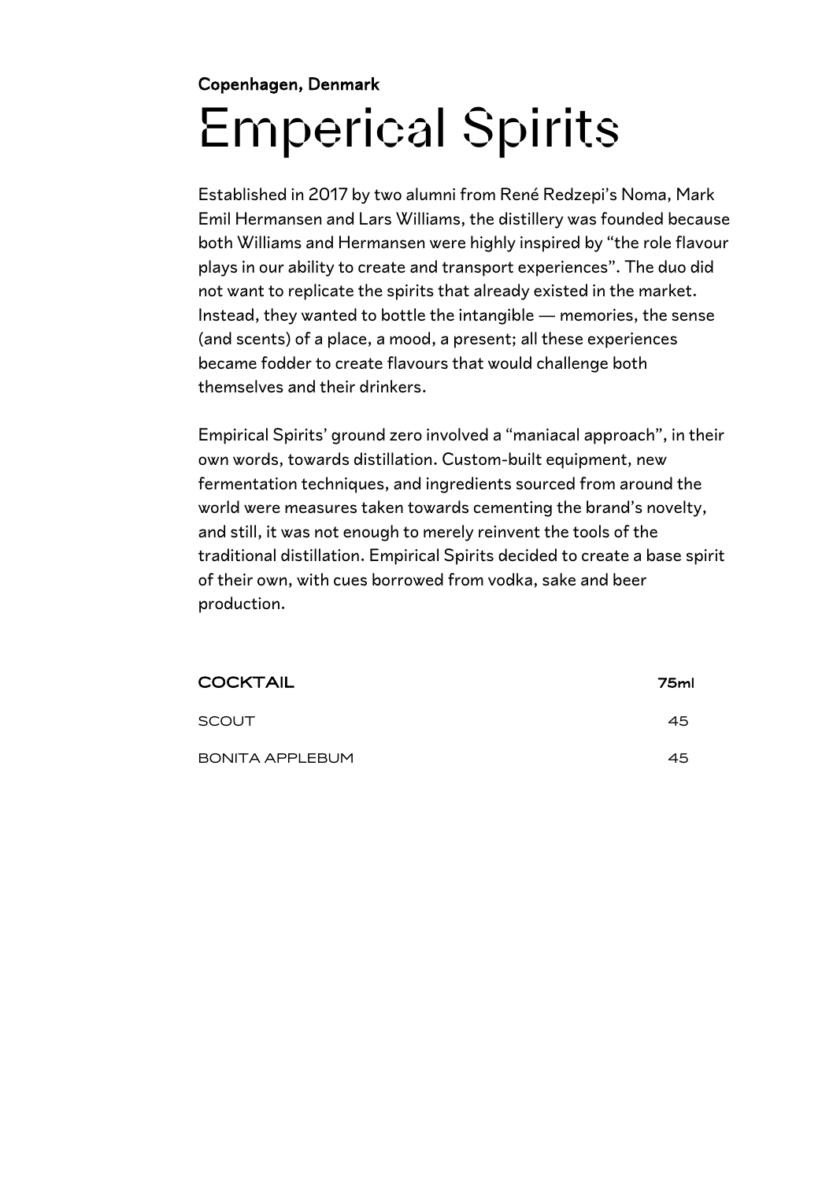**Copenhagen, Denmark**

# Emperical Spirits

Established in 2017 by two alumni from René Redzepi's Noma, Mark Emil Hermansen and Lars Williams, the distillery was founded because both Williams and Hermansen were highly inspired by "the role flavour plays in our ability to create and transport experiences". The duo did not want to replicate the spirits that already existed in the market. Instead, they wanted to bottle the intangible — memories, the sense (and scents) of a place, a mood, a present; all these experiences became fodder to create flavours that would challenge both themselves and their drinkers.

Empirical Spirits' ground zero involved a "maniacal approach", in their own words, towards distillation. Custom-built equipment, new fermentation techniques, and ingredients sourced from around the world were measures taken towards cementing the brand's novelty, and still, it was not enough to merely reinvent the tools of the traditional distillation. Empirical Spirits decided to create a base spirit of their own, with cues borrowed from vodka, sake and beer production.

| COCKTAIL | 75ml |
|---|---|
| SCOUT | 45 |
| BONITA APPLEBUM | 45 |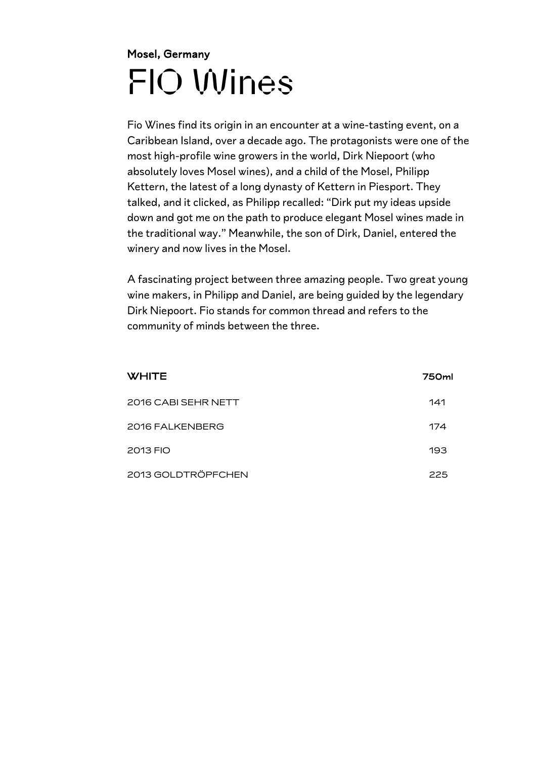Mosel, Germany

# FIO Wines

Fio Wines find its origin in an encounter at a wine-tasting event, on a Caribbean Island, over a decade ago. The protagonists were one of the most high-profile wine growers in the world, Dirk Niepoort (who absolutely loves Mosel wines), and a child of the Mosel, Philipp Kettern, the latest of a long dynasty of Kettern in Piesport. They talked, and it clicked, as Philipp recalled: "Dirk put my ideas upside down and got me on the path to produce elegant Mosel wines made in the traditional way." Meanwhile, the son of Dirk, Daniel, entered the winery and now lives in the Mosel.

A fascinating project between three amazing people. Two great young wine makers, in Philipp and Daniel, are being guided by the legendary Dirk Niepoort. Fio stands for common thread and refers to the community of minds between the three.

| WHITE | 750ml |
|---|---|
| 2016 CABI SEHR NETT | 141 |
| 2016 FALKENBERG | 174 |
| 2013 FIO | 193 |
| 2013 GOLDTRÖPFCHEN | 225 |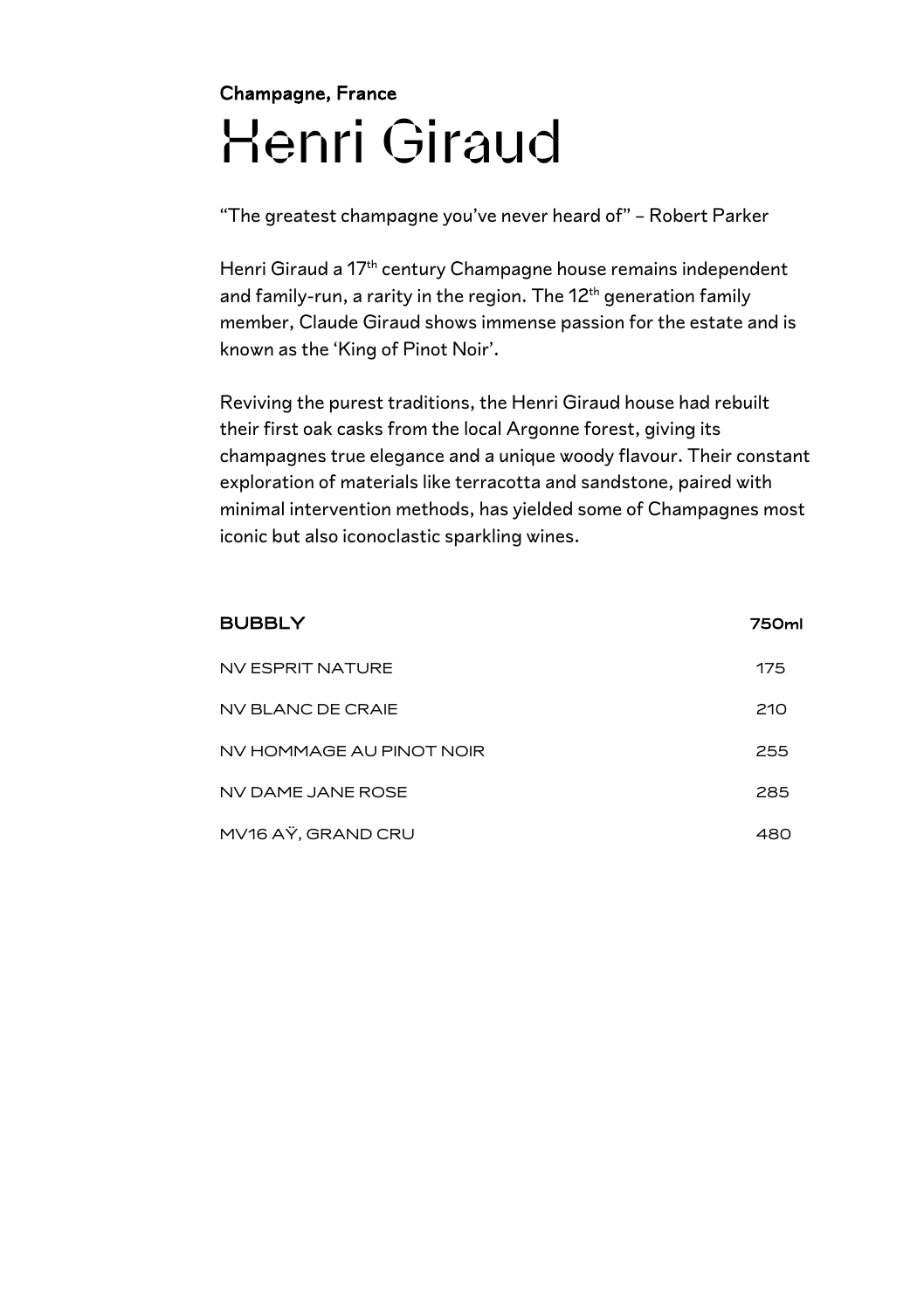**Champagne, France**

# Henri Giraud

"The greatest champagne you've never heard of" – Robert Parker

Henri Giraud a 17th century Champagne house remains independent and family-run, a rarity in the region. The 12th generation family member, Claude Giraud shows immense passion for the estate and is known as the 'King of Pinot Noir'.

Reviving the purest traditions, the Henri Giraud house had rebuilt their first oak casks from the local Argonne forest, giving its champagnes true elegance and a unique woody flavour. Their constant exploration of materials like terracotta and sandstone, paired with minimal intervention methods, has yielded some of Champagnes most iconic but also iconoclastic sparkling wines.

| BUBBLY | 750ml |
| --- | --- |
| NV ESPRIT NATURE | 175 |
| NV BLANC DE CRAIE | 210 |
| NV HOMMAGE AU PINOT NOIR | 255 |
| NV DAME JANE ROSE | 285 |
| MV16 AŸ, GRAND CRU | 480 |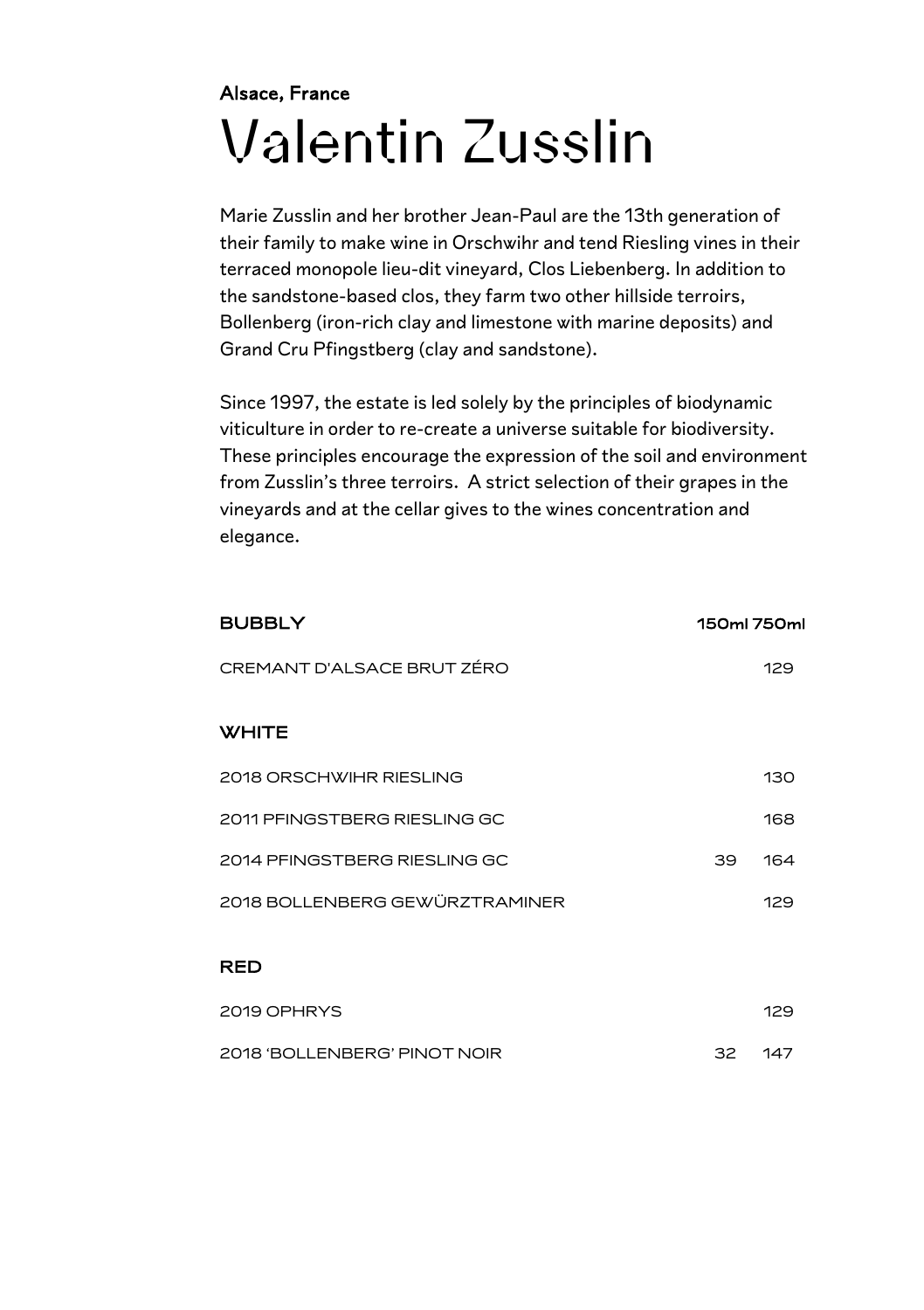Alsace, France

# Valentin Zusslin

Marie Zusslin and her brother Jean-Paul are the 13th generation of their family to make wine in Orschwihr and tend Riesling vines in their terraced monopole lieu-dit vineyard, Clos Liebenberg. In addition to the sandstone-based clos, they farm two other hillside terroirs, Bollenberg (iron-rich clay and limestone with marine deposits) and Grand Cru Pfingstberg (clay and sandstone).

Since 1997, the estate is led solely by the principles of biodynamic viticulture in order to re-create a universe suitable for biodiversity. These principles encourage the expression of the soil and environment from Zusslin's three terroirs. A strict selection of their grapes in the vineyards and at the cellar gives to the wines concentration and elegance.

| BUBBLY | 150ml | 750ml |
|---|---|---|
| CREMANT D'ALSACE BRUT ZÉRO | | 129 |
| **WHITE** | | |
| 2018 ORSCHWIHR RIESLING | | 130 |
| 2011 PFINGSTBERG RIESLING GC | | 168 |
| 2014 PFINGSTBERG RIESLING GC | 39 | 164 |
| 2018 BOLLENBERG GEWÜRZTRAMINER | | 129 |
| **RED** | | |
| 2019 OPHRYS | | 129 |
| 2018 'BOLLENBERG' PINOT NOIR | 32 | 147 |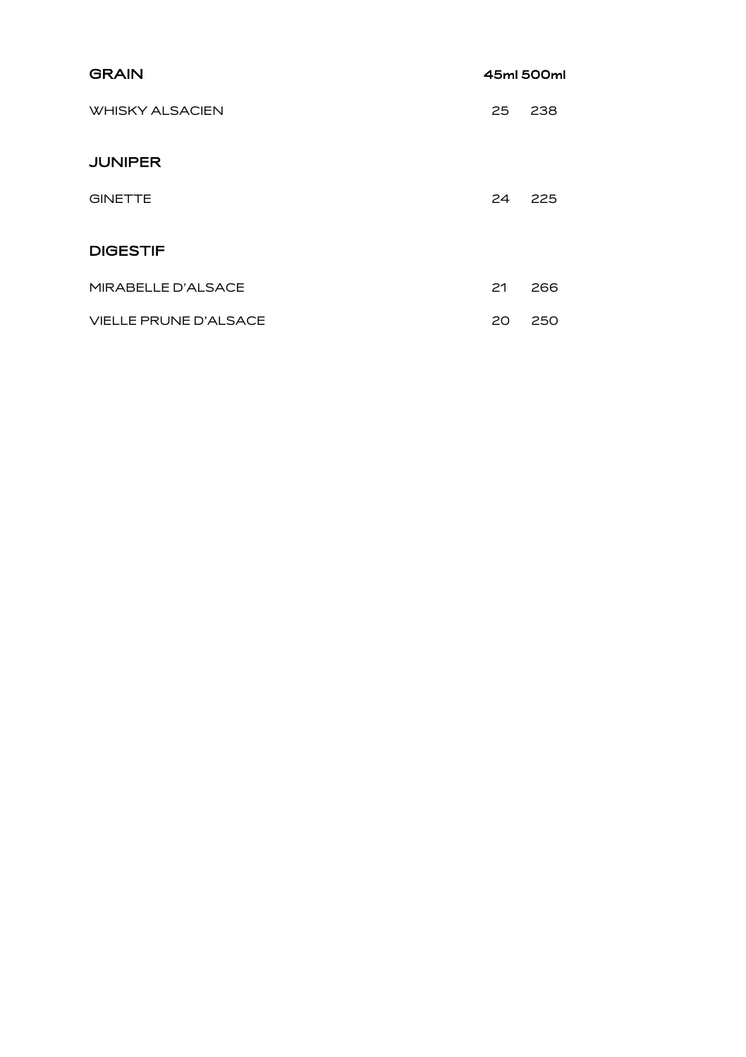| GRAIN | 45ml | 500ml |
|---|---|---|
| WHISKY ALSACIEN | 25 | 238 |
| **JUNIPER** | | |
| GINETTE | 24 | 225 |
| **DIGESTIF** | | |
| MIRABELLE D'ALSACE | 21 | 266 |
| VIELLE PRUNE D'ALSACE | 20 | 250 |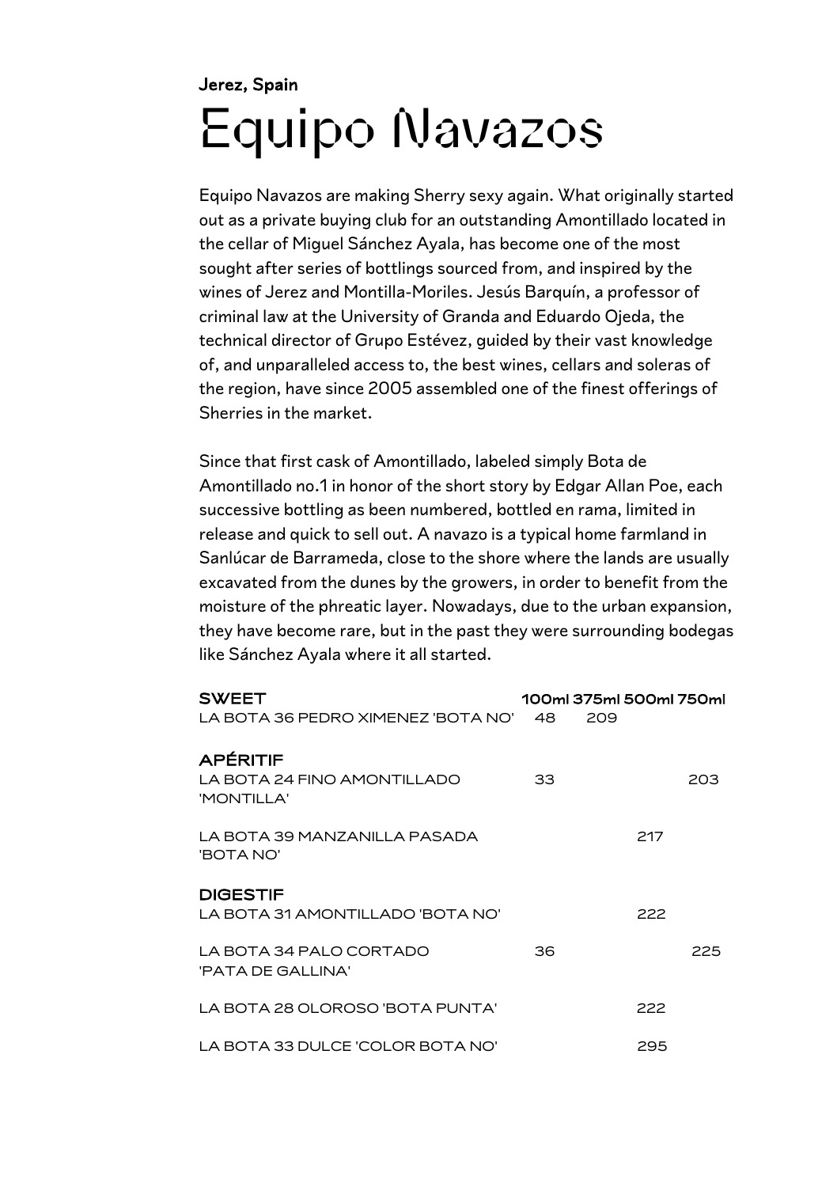**Jerez, Spain**

# Equipo Navazos

Equipo Navazos are making Sherry sexy again. What originally started out as a private buying club for an outstanding Amontillado located in the cellar of Miguel Sánchez Ayala, has become one of the most sought after series of bottlings sourced from, and inspired by the wines of Jerez and Montilla-Moriles. Jesús Barquín, a professor of criminal law at the University of Granda and Eduardo Ojeda, the technical director of Grupo Estévez, guided by their vast knowledge of, and unparalleled access to, the best wines, cellars and soleras of the region, have since 2005 assembled one of the finest offerings of Sherries in the market.

Since that first cask of Amontillado, labeled simply Bota de Amontillado no.1 in honor of the short story by Edgar Allan Poe, each successive bottling as been numbered, bottled en rama, limited in release and quick to sell out. A navazo is a typical home farmland in Sanlúcar de Barrameda, close to the shore where the lands are usually excavated from the dunes by the growers, in order to benefit from the moisture of the phreatic layer. Nowadays, due to the urban expansion, they have become rare, but in the past they were surrounding bodegas like Sánchez Ayala where it all started.

| **SWEET** | **100ml** | **375ml** | **500ml** | **750ml** |
|---|---|---|---|---|
| LA BOTA 36 PEDRO XIMENEZ 'BOTA NO' | 48 | 209 | | |
| **APÉRITIF** | | | | |
| LA BOTA 24 FINO AMONTILLADO 'MONTILLA' | 33 | | | 203 |
| LA BOTA 39 MANZANILLA PASADA 'BOTA NO' | | | 217 | |
| **DIGESTIF** | | | | |
| LA BOTA 31 AMONTILLADO 'BOTA NO' | | | 222 | |
| LA BOTA 34 PALO CORTADO 'PATA DE GALLINA' | 36 | | | 225 |
| LA BOTA 28 OLOROSO 'BOTA PUNTA' | | | 222 | |
| LA BOTA 33 DULCE 'COLOR BOTA NO' | | | 295 | |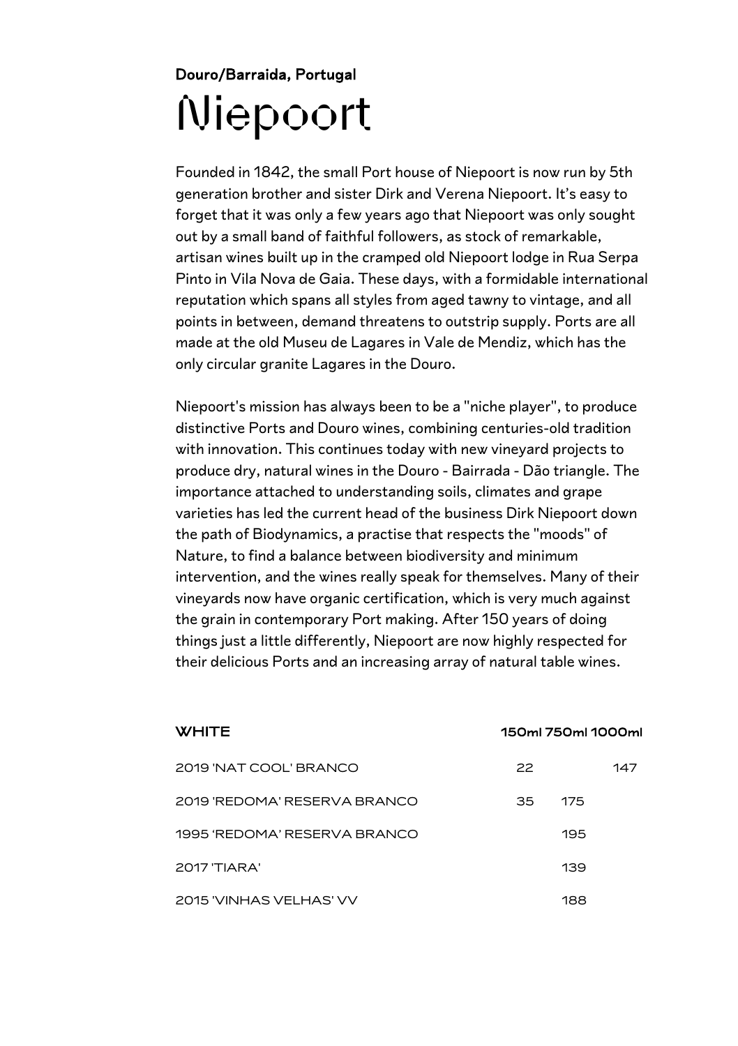### Douro/Barraida, Portugal

# Niepoort

Founded in 1842, the small Port house of Niepoort is now run by 5th generation brother and sister Dirk and Verena Niepoort. It's easy to forget that it was only a few years ago that Niepoort was only sought out by a small band of faithful followers, as stock of remarkable, artisan wines built up in the cramped old Niepoort lodge in Rua Serpa Pinto in Vila Nova de Gaia. These days, with a formidable international reputation which spans all styles from aged tawny to vintage, and all points in between, demand threatens to outstrip supply. Ports are all made at the old Museu de Lagares in Vale de Mendiz, which has the only circular granite Lagares in the Douro.

Niepoort's mission has always been to be a "niche player", to produce distinctive Ports and Douro wines, combining centuries-old tradition with innovation. This continues today with new vineyard projects to produce dry, natural wines in the Douro - Bairrada - Dão triangle. The importance attached to understanding soils, climates and grape varieties has led the current head of the business Dirk Niepoort down the path of Biodynamics, a practise that respects the "moods" of Nature, to find a balance between biodiversity and minimum intervention, and the wines really speak for themselves. Many of their vineyards now have organic certification, which is very much against the grain in contemporary Port making. After 150 years of doing things just a little differently, Niepoort are now highly respected for their delicious Ports and an increasing array of natural table wines.

| WHITE | 150ml | 750ml | 1000ml |
|---|---|---|---|
| 2019 'NAT COOL' BRANCO | 22 | | 147 |
| 2019 'REDOMA' RESERVA BRANCO | 35 | 175 | |
| 1995 'REDOMA' RESERVA BRANCO | | 195 | |
| 2017 'TIARA' | | 139 | |
| 2015 'VINHAS VELHAS' VV | | 188 | |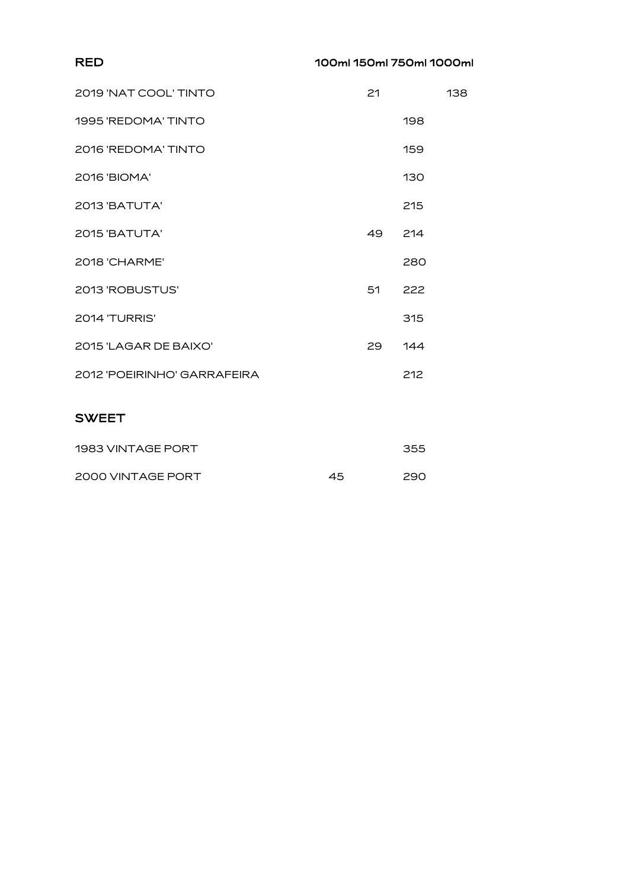## RED

| RED | 100ml | 150ml | 750ml | 1000ml |
|---|---|---|---|---|
| 2019 'NAT COOL' TINTO | | 21 | | 138 |
| 1995 'REDOMA' TINTO | | | 198 | |
| 2016 'REDOMA' TINTO | | | 159 | |
| 2016 'BIOMA' | | | 130 | |
| 2013 'BATUTA' | | | 215 | |
| 2015 'BATUTA' | | 49 | 214 | |
| 2018 'CHARME' | | | 280 | |
| 2013 'ROBUSTUS' | | 51 | 222 | |
| 2014 'TURRIS' | | | 315 | |
| 2015 'LAGAR DE BAIXO' | | 29 | 144 | |
| 2012 'POEIRINHO' GARRAFEIRA | | | 212 | |

## SWEET

| SWEET | 100ml | 150ml | 750ml | 1000ml |
|---|---|---|---|---|
| 1983 VINTAGE PORT | | | 355 | |
| 2000 VINTAGE PORT | 45 | | 290 | |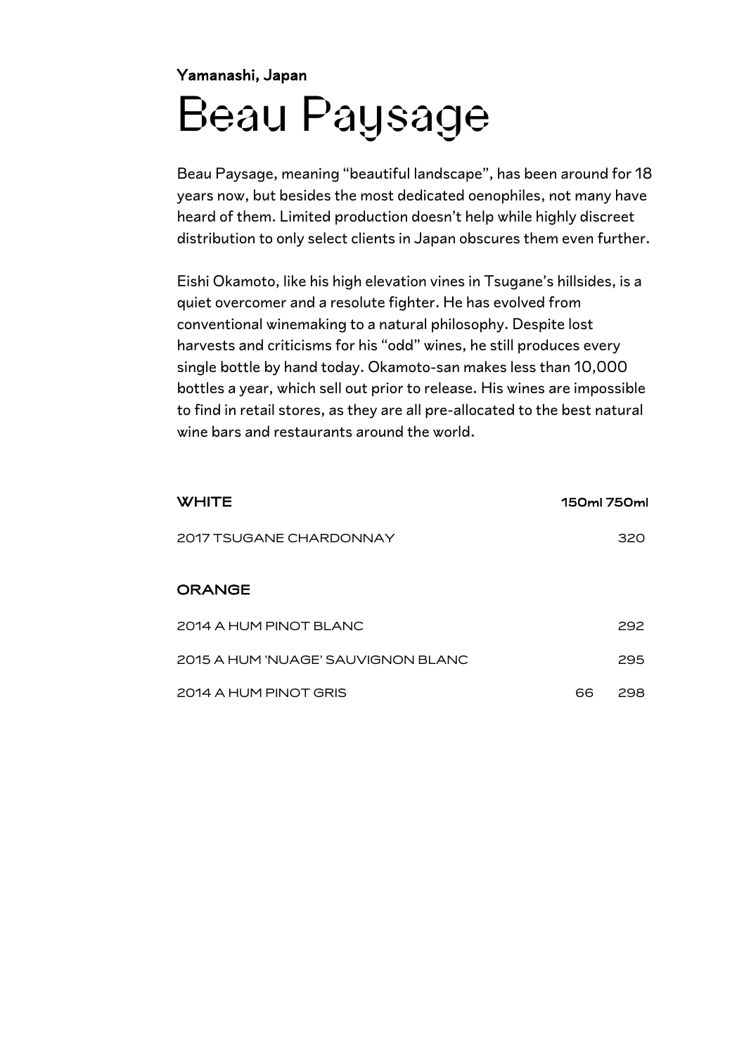Yamanashi, Japan

# Beau Paysage

Beau Paysage, meaning "beautiful landscape", has been around for 18 years now, but besides the most dedicated oenophiles, not many have heard of them. Limited production doesn't help while highly discreet distribution to only select clients in Japan obscures them even further.

Eishi Okamoto, like his high elevation vines in Tsugane's hillsides, is a quiet overcomer and a resolute fighter. He has evolved from conventional winemaking to a natural philosophy. Despite lost harvests and criticisms for his "odd" wines, he still produces every single bottle by hand today. Okamoto-san makes less than 10,000 bottles a year, which sell out prior to release. His wines are impossible to find in retail stores, as they are all pre-allocated to the best natural wine bars and restaurants around the world.

| WHITE | 150ml | 750ml |
|---|---|---|
| 2017 TSUGANE CHARDONNAY | | 320 |
| **ORANGE** | | |
| 2014 A HUM PINOT BLANC | | 292 |
| 2015 A HUM 'NUAGE' SAUVIGNON BLANC | | 295 |
| 2014 A HUM PINOT GRIS | 66 | 298 |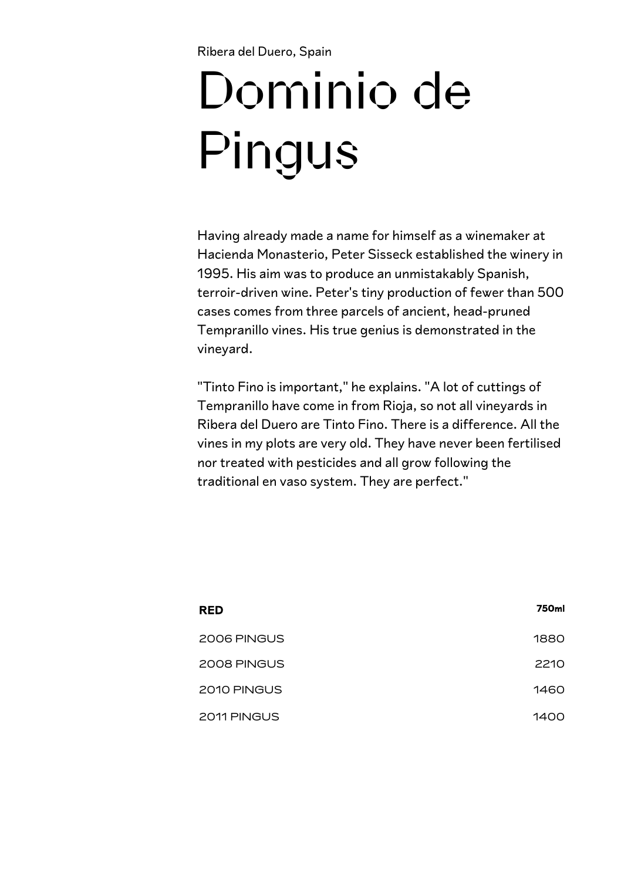Ribera del Duero, Spain

# Dominio de Pingus

Having already made a name for himself as a winemaker at Hacienda Monasterio, Peter Sisseck established the winery in 1995. His aim was to produce an unmistakably Spanish, terroir-driven wine. Peter's tiny production of fewer than 500 cases comes from three parcels of ancient, head-pruned Tempranillo vines. His true genius is demonstrated in the vineyard.

"Tinto Fino is important," he explains. "A lot of cuttings of Tempranillo have come in from Rioja, so not all vineyards in Ribera del Duero are Tinto Fino. There is a difference. All the vines in my plots are very old. They have never been fertilised nor treated with pesticides and all grow following the traditional en vaso system. They are perfect."

| **RED** | **750ml** |
|---|---|
| 2006 PINGUS | 1880 |
| 2008 PINGUS | 2210 |
| 2010 PINGUS | 1460 |
| 2011 PINGUS | 1400 |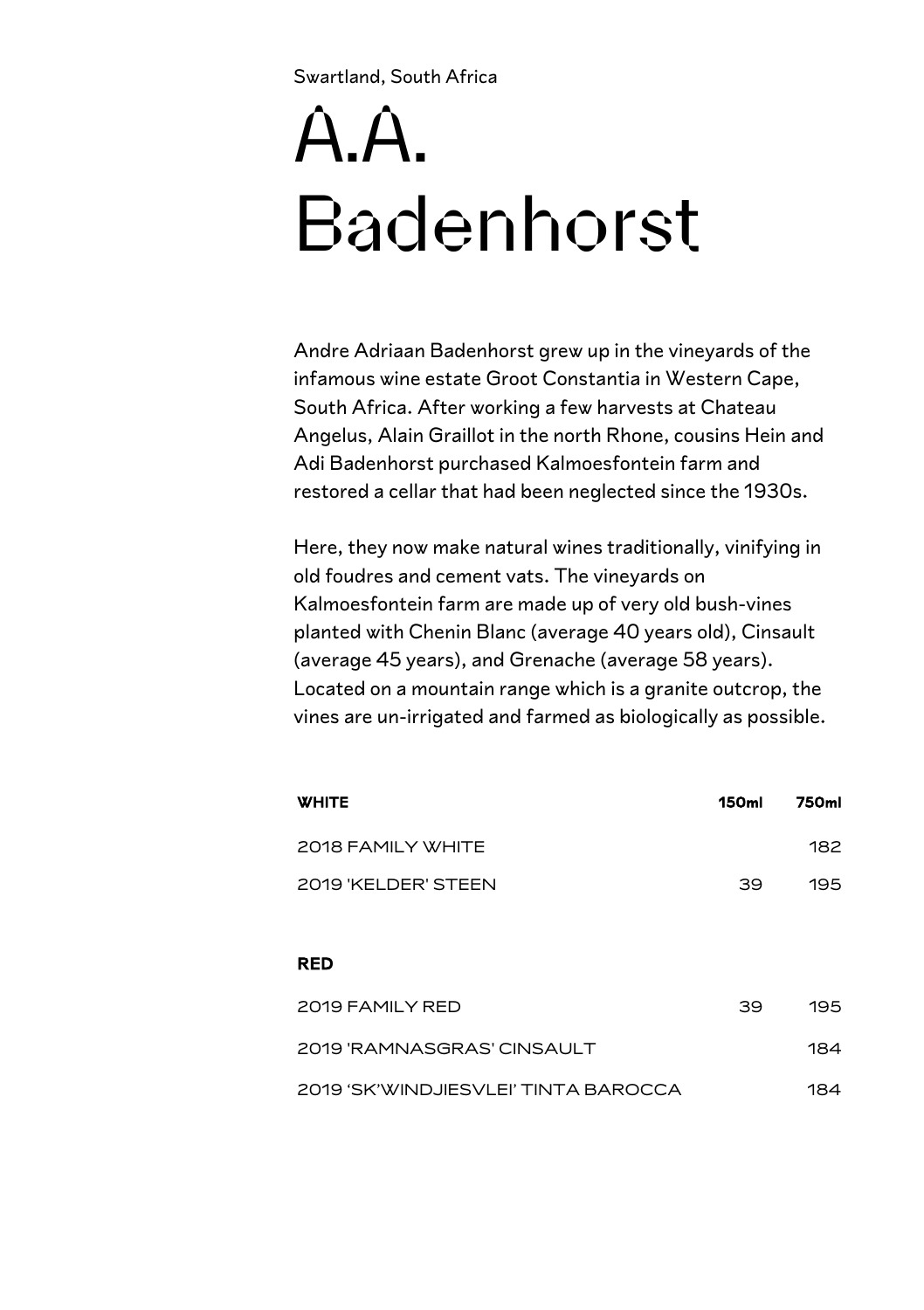Swartland, South Africa

# A.A. Badenhorst

Andre Adriaan Badenhorst grew up in the vineyards of the infamous wine estate Groot Constantia in Western Cape, South Africa. After working a few harvests at Chateau Angelus, Alain Graillot in the north Rhone, cousins Hein and Adi Badenhorst purchased Kalmoesfontein farm and restored a cellar that had been neglected since the 1930s.

Here, they now make natural wines traditionally, vinifying in old foudres and cement vats. The vineyards on Kalmoesfontein farm are made up of very old bush-vines planted with Chenin Blanc (average 40 years old), Cinsault (average 45 years), and Grenache (average 58 years). Located on a mountain range which is a granite outcrop, the vines are un-irrigated and farmed as biologically as possible.

| **WHITE** | **150ml** | **750ml** |
| --- | --- | --- |
| 2018 FAMILY WHITE | | 182 |
| 2019 'KELDER' STEEN | 39 | 195 |

| **RED** | | |
| --- | --- | --- |
| 2019 FAMILY RED | 39 | 195 |
| 2019 'RAMNASGRAS' CINSAULT | | 184 |
| 2019 'SK'WINDJIESVLEI' TINTA BAROCCA | | 184 |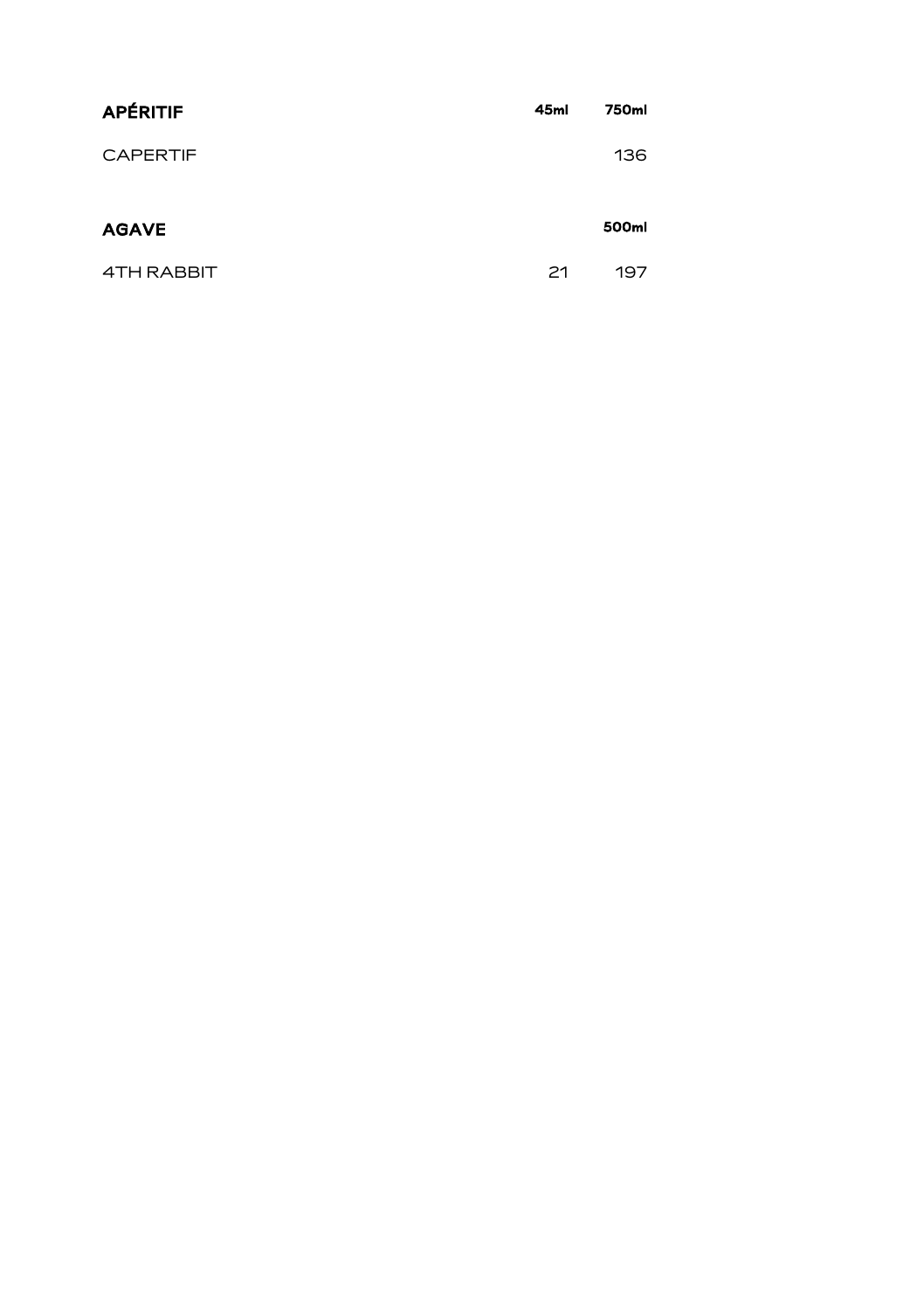| APÉRITIF | 45ml | 750ml |
| --- | --- | --- |
| CAPERTIF | | 136 |

| AGAVE | | 500ml |
| --- | --- | --- |
| 4TH RABBIT | 21 | 197 |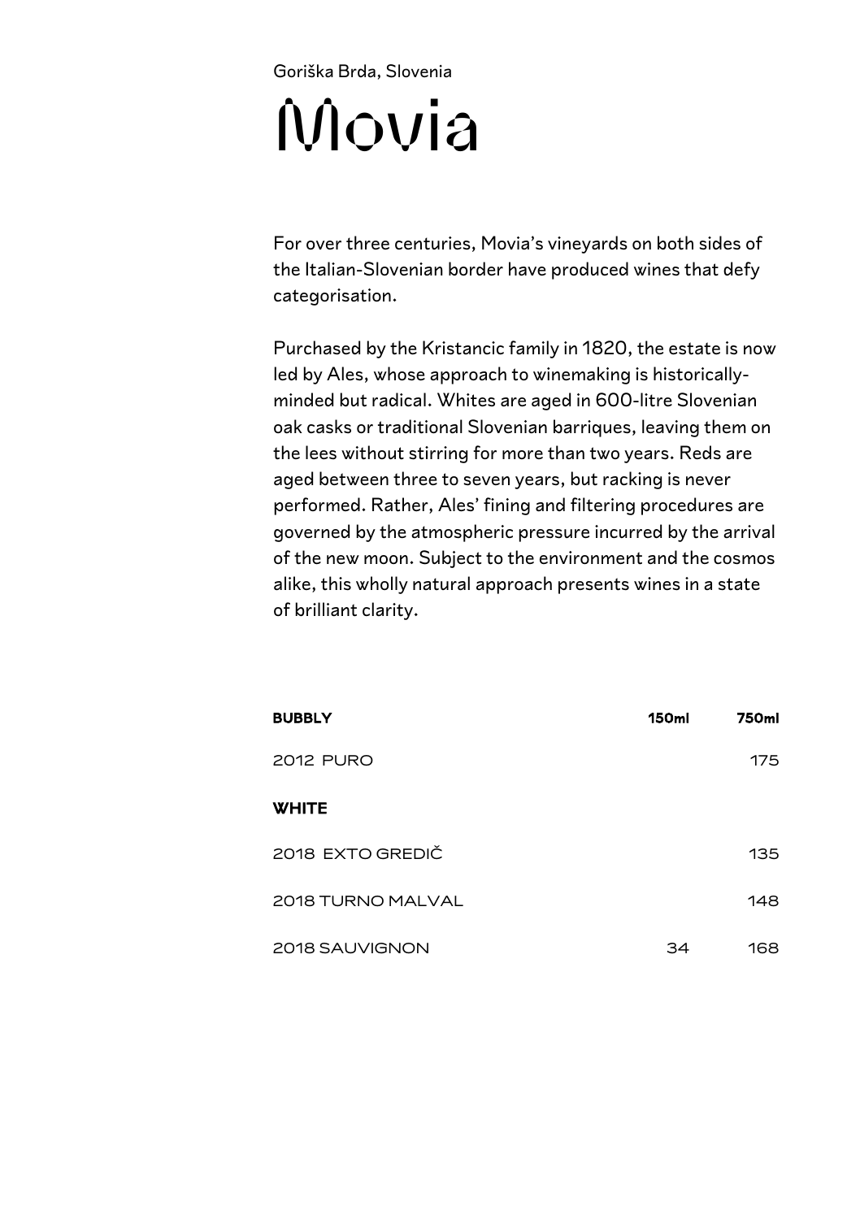Goriška Brda, Slovenia

# Movia

For over three centuries, Movia's vineyards on both sides of the Italian-Slovenian border have produced wines that defy categorisation.

Purchased by the Kristancic family in 1820, the estate is now led by Ales, whose approach to winemaking is historically-minded but radical. Whites are aged in 600-litre Slovenian oak casks or traditional Slovenian barriques, leaving them on the lees without stirring for more than two years. Reds are aged between three to seven years, but racking is never performed. Rather, Ales' fining and filtering procedures are governed by the atmospheric pressure incurred by the arrival of the new moon. Subject to the environment and the cosmos alike, this wholly natural approach presents wines in a state of brilliant clarity.

| **BUBBLY** | **150ml** | **750ml** |
| --- | --- | --- |
| 2012 PURO | | 175 |
| **WHITE** | | |
| 2018 EXTO GREDIČ | | 135 |
| 2018 TURNO MALVAL | | 148 |
| 2018 SAUVIGNON | 34 | 168 |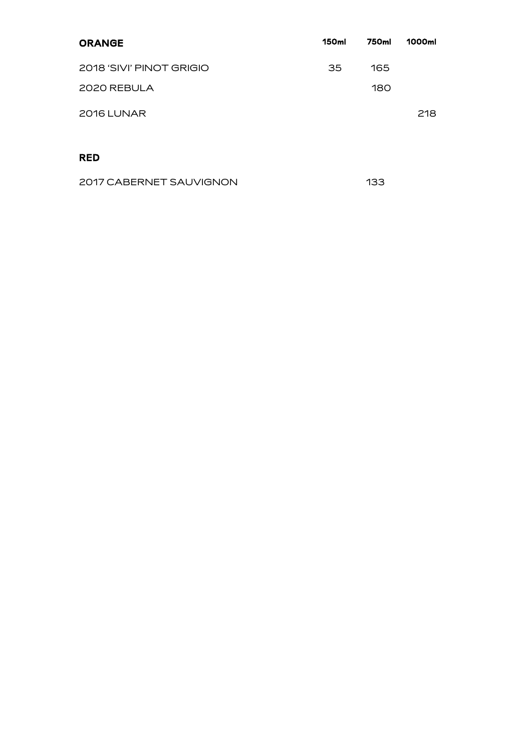| ORANGE | 150ml | 750ml | 1000ml |
|---|---|---|---|
| 2018 'SIVI' PINOT GRIGIO | 35 | 165 | |
| 2020 REBULA | | 180 | |
| 2016 LUNAR | | | 218 |

| RED | 150ml | 750ml | 1000ml |
|---|---|---|---|
| 2017 CABERNET SAUVIGNON | | 133 | |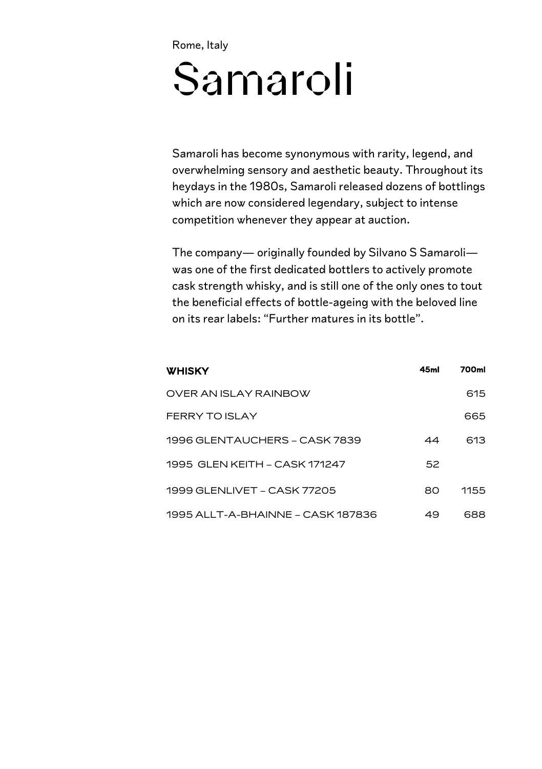Rome, Italy

# Samaroli

Samaroli has become synonymous with rarity, legend, and overwhelming sensory and aesthetic beauty. Throughout its heydays in the 1980s, Samaroli released dozens of bottlings which are now considered legendary, subject to intense competition whenever they appear at auction.

The company— originally founded by Silvano S Samaroli— was one of the first dedicated bottlers to actively promote cask strength whisky, and is still one of the only ones to tout the beneficial effects of bottle-ageing with the beloved line on its rear labels: “Further matures in its bottle”.

| **WHISKY** | **45ml** | **700ml** |
|---|---|---|
| OVER AN ISLAY RAINBOW | | 615 |
| FERRY TO ISLAY | | 665 |
| 1996 GLENTAUCHERS – CASK 7839 | 44 | 613 |
| 1995 GLEN KEITH – CASK 171247 | 52 | |
| 1999 GLENLIVET – CASK 77205 | 80 | 1155 |
| 1995 ALLT-A-BHAINNE – CASK 187836 | 49 | 688 |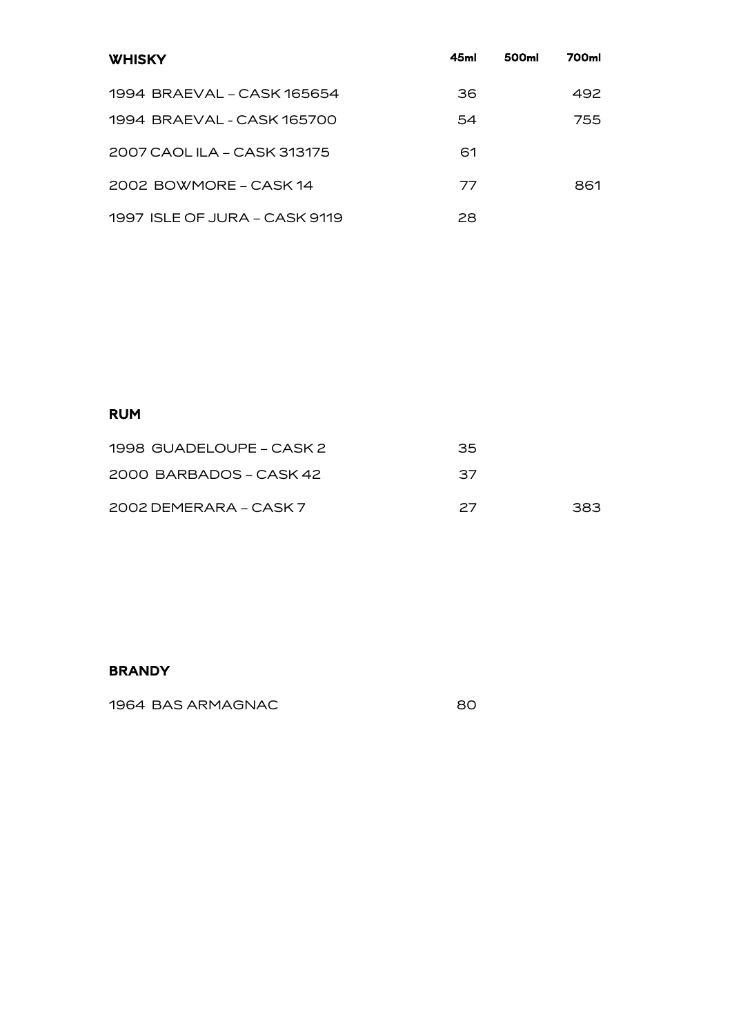| WHISKY | 45ml | 500ml | 700ml |
|---|---|---|---|
| 1994 BRAEVAL – CASK 165654 | 36 | | 492 |
| 1994 BRAEVAL - CASK 165700 | 54 | | 755 |
| 2007 CAOL ILA – CASK 313175 | 61 | | |
| 2002 BOWMORE – CASK 14 | 77 | | 861 |
| 1997 ISLE OF JURA – CASK 9119 | 28 | | |

| RUM | 45ml | 500ml | 700ml |
|---|---|---|---|
| 1998 GUADELOUPE – CASK 2 | 35 | | |
| 2000 BARBADOS – CASK 42 | 37 | | |
| 2002 DEMERARA – CASK 7 | 27 | | 383 |

| BRANDY | 45ml | 500ml | 700ml |
|---|---|---|---|
| 1964 BAS ARMAGNAC | 80 | | |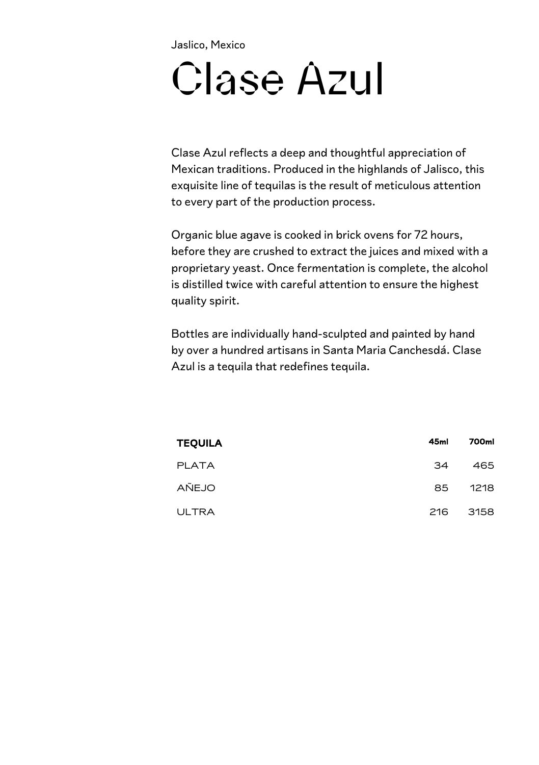Jaslico, Mexico

# Clase Azul

Clase Azul reflects a deep and thoughtful appreciation of Mexican traditions. Produced in the highlands of Jalisco, this exquisite line of tequilas is the result of meticulous attention to every part of the production process.

Organic blue agave is cooked in brick ovens for 72 hours, before they are crushed to extract the juices and mixed with a proprietary yeast. Once fermentation is complete, the alcohol is distilled twice with careful attention to ensure the highest quality spirit.

Bottles are individually hand-sculpted and painted by hand by over a hundred artisans in Santa Maria Canchesdá. Clase Azul is a tequila that redefines tequila.

| **TEQUILA** | **45ml** | **700ml** |
|---|---|---|
| PLATA | 34 | 465 |
| AÑEJO | 85 | 1218 |
| ULTRA | 216 | 3158 |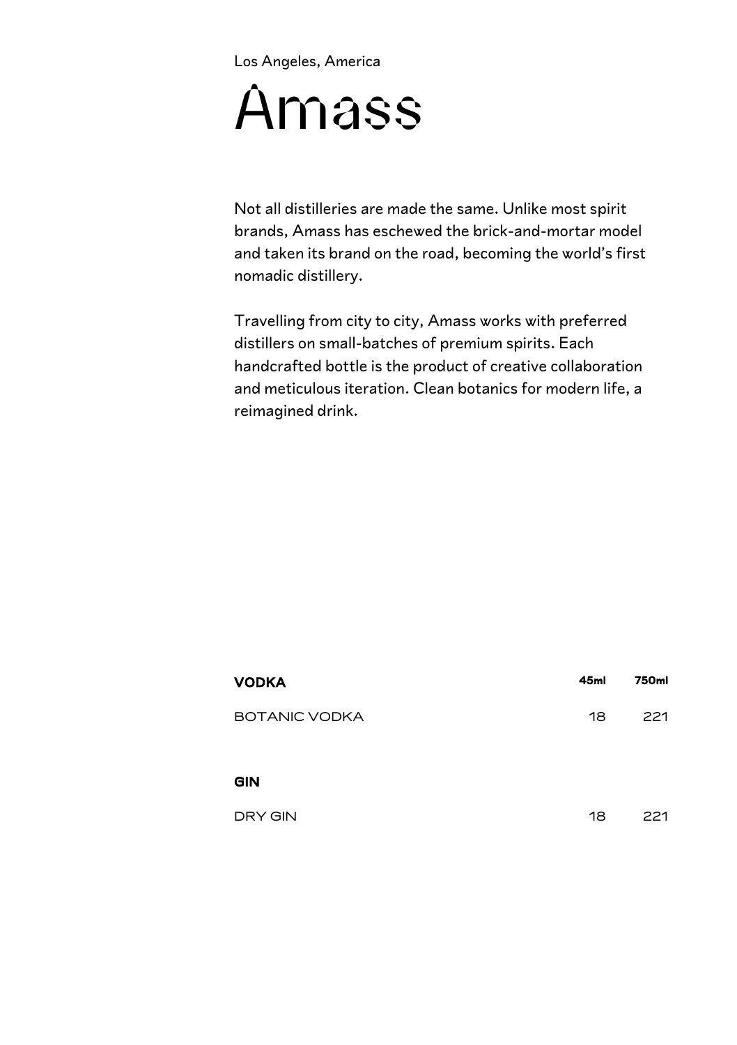Los Angeles, America

# Amass

Not all distilleries are made the same. Unlike most spirit brands, Amass has eschewed the brick-and-mortar model and taken its brand on the road, becoming the world's first nomadic distillery.

Travelling from city to city, Amass works with preferred distillers on small-batches of premium spirits. Each handcrafted bottle is the product of creative collaboration and meticulous iteration. Clean botanics for modern life, a reimagined drink.

| **VODKA** | **45ml** | **750ml** |
| --- | --- | --- |
| BOTANIC VODKA | 18 | 221 |
| **GIN** | | |
| DRY GIN | 18 | 221 |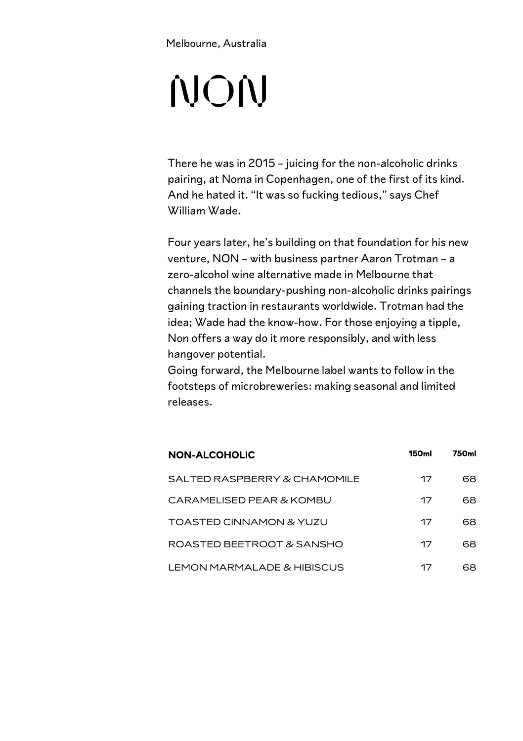Melbourne, Australia

# NON

There he was in 2015 – juicing for the non-alcoholic drinks pairing, at Noma in Copenhagen, one of the first of its kind. And he hated it. "It was so fucking tedious," says Chef William Wade.

Four years later, he's building on that foundation for his new venture, NON – with business partner Aaron Trotman – a zero-alcohol wine alternative made in Melbourne that channels the boundary-pushing non-alcoholic drinks pairings gaining traction in restaurants worldwide. Trotman had the idea; Wade had the know-how. For those enjoying a tipple, Non offers a way do it more responsibly, and with less hangover potential.
Going forward, the Melbourne label wants to follow in the footsteps of microbreweries: making seasonal and limited releases.

| **NON-ALCOHOLIC** | **150ml** | **750ml** |
|---|---|---|
| SALTED RASPBERRY & CHAMOMILE | 17 | 68 |
| CARAMELISED PEAR & KOMBU | 17 | 68 |
| TOASTED CINNAMON & YUZU | 17 | 68 |
| ROASTED BEETROOT & SANSHO | 17 | 68 |
| LEMON MARMALADE & HIBISCUS | 17 | 68 |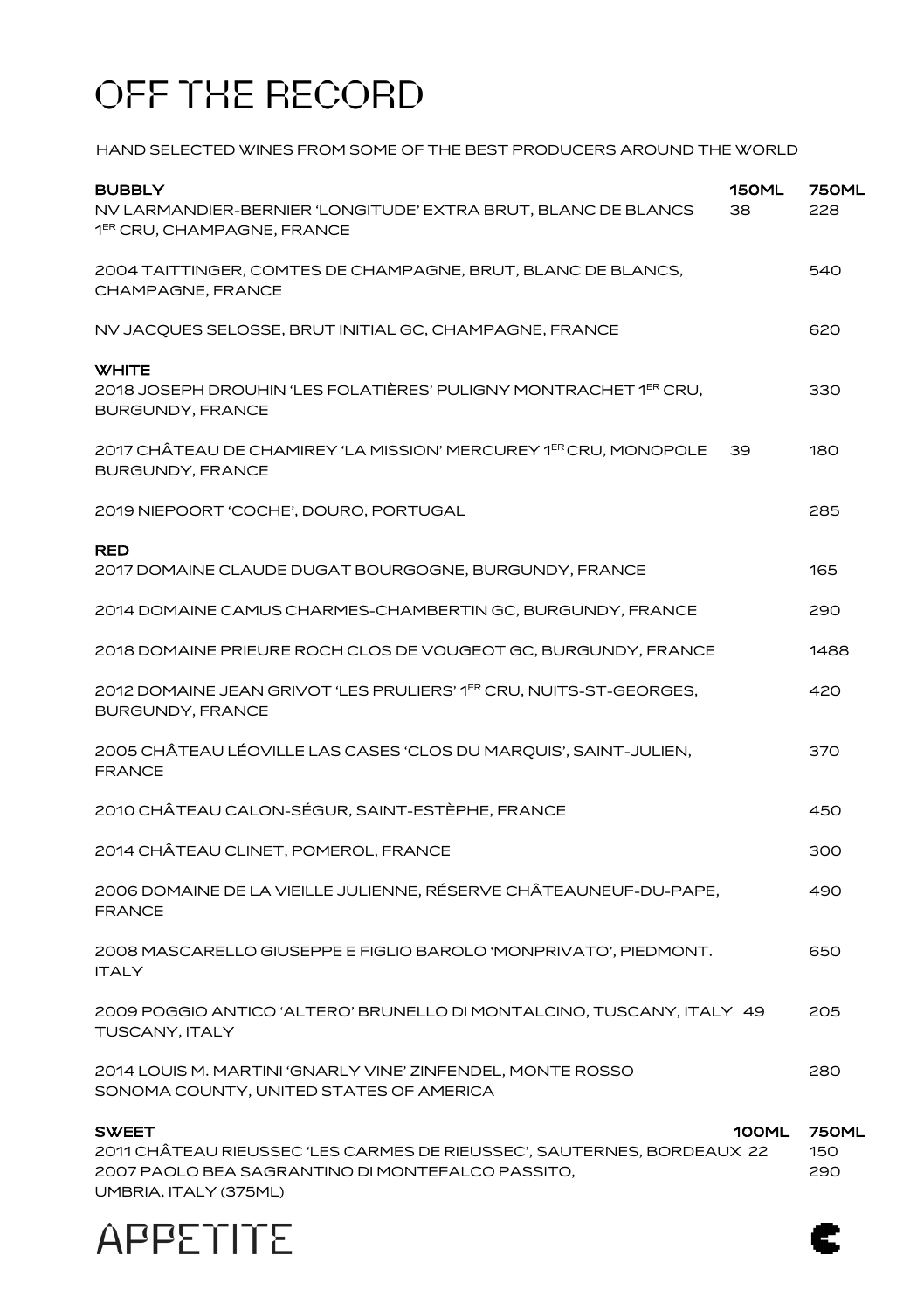# OFF THE RECORD

HAND SELECTED WINES FROM SOME OF THE BEST PRODUCERS AROUND THE WORLD

| BUBBLY | 150ML | 750ML |
|---|---|---|
| NV LARMANDIER-BERNIER 'LONGITUDE' EXTRA BRUT, BLANC DE BLANCS 1ER CRU, CHAMPAGNE, FRANCE | 38 | 228 |
| 2004 TAITTINGER, COMTES DE CHAMPAGNE, BRUT, BLANC DE BLANCS, CHAMPAGNE, FRANCE | | 540 |
| NV JACQUES SELOSSE, BRUT INITIAL GC, CHAMPAGNE, FRANCE | | 620 |
| **WHITE** | | |
| 2018 JOSEPH DROUHIN 'LES FOLATIÈRES' PULIGNY MONTRACHET 1ER CRU, BURGUNDY, FRANCE | | 330 |
| 2017 CHÂTEAU DE CHAMIREY 'LA MISSION' MERCUREY 1ER CRU, MONOPOLE BURGUNDY, FRANCE | 39 | 180 |
| 2019 NIEPOORT 'COCHE', DOURO, PORTUGAL | | 285 |
| **RED** | | |
| 2017 DOMAINE CLAUDE DUGAT BOURGOGNE, BURGUNDY, FRANCE | | 165 |
| 2014 DOMAINE CAMUS CHARMES-CHAMBERTIN GC, BURGUNDY, FRANCE | | 290 |
| 2018 DOMAINE PRIEURE ROCH CLOS DE VOUGEOT GC, BURGUNDY, FRANCE | | 1488 |
| 2012 DOMAINE JEAN GRIVOT 'LES PRULIERS' 1ER CRU, NUITS-ST-GEORGES, BURGUNDY, FRANCE | | 420 |
| 2005 CHÂTEAU LÉOVILLE LAS CASES 'CLOS DU MARQUIS', SAINT-JULIEN, FRANCE | | 370 |
| 2010 CHÂTEAU CALON-SÉGUR, SAINT-ESTÈPHE, FRANCE | | 450 |
| 2014 CHÂTEAU CLINET, POMEROL, FRANCE | | 300 |
| 2006 DOMAINE DE LA VIEILLE JULIENNE, RÉSERVE CHÂTEAUNEUF-DU-PAPE, FRANCE | | 490 |
| 2008 MASCARELLO GIUSEPPE E FIGLIO BAROLO 'MONPRIVATO', PIEDMONT. ITALY | | 650 |
| 2009 POGGIO ANTICO 'ALTERO' BRUNELLO DI MONTALCINO, TUSCANY, ITALY TUSCANY, ITALY | 49 | 205 |
| 2014 LOUIS M. MARTINI 'GNARLY VINE' ZINFENDEL, MONTE ROSSO SONOMA COUNTY, UNITED STATES OF AMERICA | | 280 |

| SWEET | 100ML | 750ML |
|---|---|---|
| 2011 CHÂTEAU RIEUSSEC 'LES CARMES DE RIEUSSEC', SAUTERNES, BORDEAUX | 22 | 150 |
| 2007 PAOLO BEA SAGRANTINO DI MONTEFALCO PASSITO, UMBRIA, ITALY (375ML) | | 290 |

APPETITE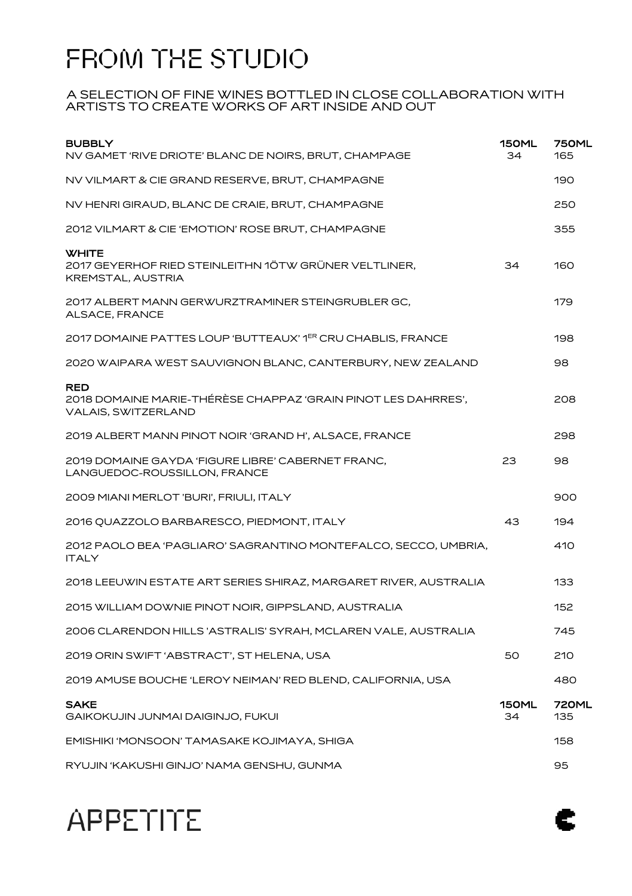# FROM THE STUDIO

A SELECTION OF FINE WINES BOTTLED IN CLOSE COLLABORATION WITH ARTISTS TO CREATE WORKS OF ART INSIDE AND OUT

| **BUBBLY** | **150ML** | **750ML** |
|---|---|---|
| NV GAMET 'RIVE DRIOTE' BLANC DE NOIRS, BRUT, CHAMPAGE | 34 | 165 |
| NV VILMART & CIE GRAND RESERVE, BRUT, CHAMPAGNE | | 190 |
| NV HENRI GIRAUD, BLANC DE CRAIE, BRUT, CHAMPAGNE | | 250 |
| 2012 VILMART & CIE 'EMOTION' ROSE BRUT, CHAMPAGNE | | 355 |
| **WHITE** | | |
| 2017 GEYERHOF RIED STEINLEITHN 1ÖTW GRÜNER VELTLINER, KREMSTAL, AUSTRIA | 34 | 160 |
| 2017 ALBERT MANN GERWURZTRAMINER STEINGRUBLER GC, ALSACE, FRANCE | | 179 |
| 2017 DOMAINE PATTES LOUP 'BUTTEAUX' 1ER CRU CHABLIS, FRANCE | | 198 |
| 2020 WAIPARA WEST SAUVIGNON BLANC, CANTERBURY, NEW ZEALAND | | 98 |
| **RED** | | |
| 2018 DOMAINE MARIE-THÉRÈSE CHAPPAZ 'GRAIN PINOT LES DAHRRES', VALAIS, SWITZERLAND | | 208 |
| 2019 ALBERT MANN PINOT NOIR 'GRAND H', ALSACE, FRANCE | | 298 |
| 2019 DOMAINE GAYDA 'FIGURE LIBRE' CABERNET FRANC, LANGUEDOC-ROUSSILLON, FRANCE | 23 | 98 |
| 2009 MIANI MERLOT 'BURI', FRIULI, ITALY | | 900 |
| 2016 QUAZZOLO BARBARESCO, PIEDMONT, ITALY | 43 | 194 |
| 2012 PAOLO BEA 'PAGLIARO' SAGRANTINO MONTEFALCO, SECCO, UMBRIA, ITALY | | 410 |
| 2018 LEEUWIN ESTATE ART SERIES SHIRAZ, MARGARET RIVER, AUSTRALIA | | 133 |
| 2015 WILLIAM DOWNIE PINOT NOIR, GIPPSLAND, AUSTRALIA | | 152 |
| 2006 CLARENDON HILLS 'ASTRALIS' SYRAH, MCLAREN VALE, AUSTRALIA | | 745 |
| 2019 ORIN SWIFT 'ABSTRACT', ST HELENA, USA | 50 | 210 |
| 2019 AMUSE BOUCHE 'LEROY NEIMAN' RED BLEND, CALIFORNIA, USA | | 480 |
| **SAKE** | **150ML** | **720ML** |
| GAIKOKUJIN JUNMAI DAIGINJO, FUKUI | 34 | 135 |
| EMISHIKI 'MONSOON' TAMASAKE KOJIMAYA, SHIGA | | 158 |
| RYUJIN 'KAKUSHI GINJO' NAMA GENSHU, GUNMA | | 95 |

APPETITE